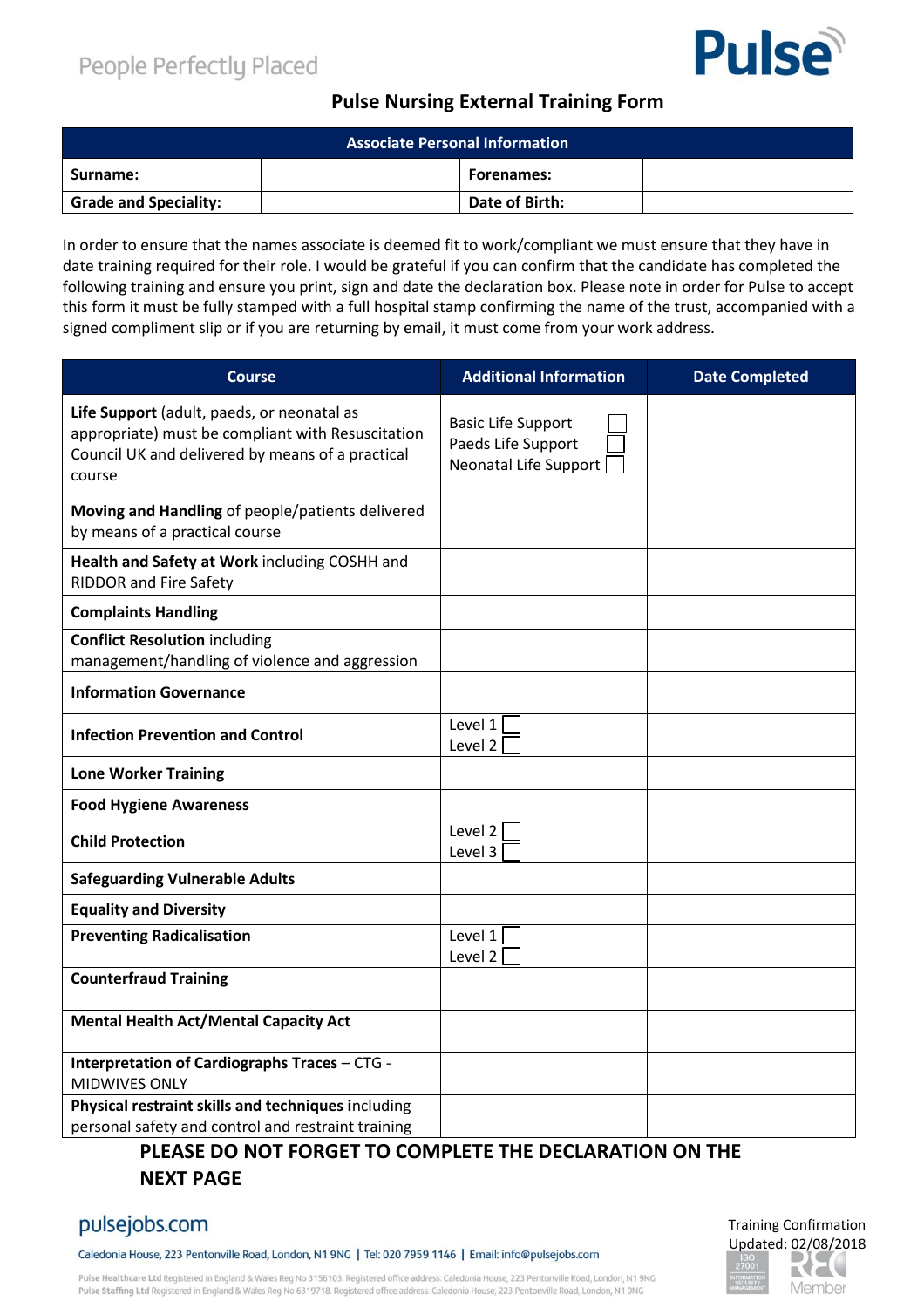People Perfectly Placed

**Pulse**

# Pulse Nursing External Training Form

| Associate Personal Information | | | |
|---|---|---|---|
| **Surname:** | | **Forenames:** | |
| **Grade and Speciality:** | | **Date of Birth:** | |

In order to ensure that the names associate is deemed fit to work/compliant we must ensure that they have in date training required for their role. I would be grateful if you can confirm that the candidate has completed the following training and ensure you print, sign and date the declaration box. Please note in order for Pulse to accept this form it must be fully stamped with a full hospital stamp confirming the name of the trust, accompanied with a signed compliment slip or if you are returning by email, it must come from your work address.

| Course | Additional Information | Date Completed |
|---|---|---|
| **Life Support** (adult, paeds, or neonatal as appropriate) must be compliant with Resuscitation Council UK and delivered by means of a practical course | Basic Life Support ☐<br>Paeds Life Support ☐<br>Neonatal Life Support ☐ | |
| **Moving and Handling** of people/patients delivered by means of a practical course | | |
| **Health and Safety at Work** including COSHH and RIDDOR and Fire Safety | | |
| **Complaints Handling** | | |
| **Conflict Resolution** including management/handling of violence and aggression | | |
| **Information Governance** | | |
| **Infection Prevention and Control** | Level 1 ☐<br>Level 2 ☐ | |
| **Lone Worker Training** | | |
| **Food Hygiene Awareness** | | |
| **Child Protection** | Level 2 ☐<br>Level 3 ☐ | |
| **Safeguarding Vulnerable Adults** | | |
| **Equality and Diversity** | | |
| **Preventing Radicalisation** | Level 1 ☐<br>Level 2 ☐ | |
| **Counterfraud Training** | | |
| **Mental Health Act/Mental Capacity Act** | | |
| **Interpretation of Cardiographs Traces** – CTG - MIDWIVES ONLY | | |
| **Physical restraint skills and techniques i**ncluding personal safety and control and restraint training | | |

**PLEASE DO NOT FORGET TO COMPLETE THE DECLARATION ON THE NEXT PAGE**

pulsejobs.com

Caledonia House, 223 Pentonville Road, London, N1 9NG | Tel: 020 7959 1146 | Email: info@pulsejobs.com

Pulse Healthcare Ltd Registered in England & Wales Reg No 3156103. Registered office address: Caledonia House, 223 Pentonville Road, London, N1 9NG
Pulse Staffing Ltd Registered in England & Wales Reg No 6319718. Registered office address: Caledonia House, 223 Pentonville Road, London, N1 9NG

Training Confirmation
Updated: 02/08/2018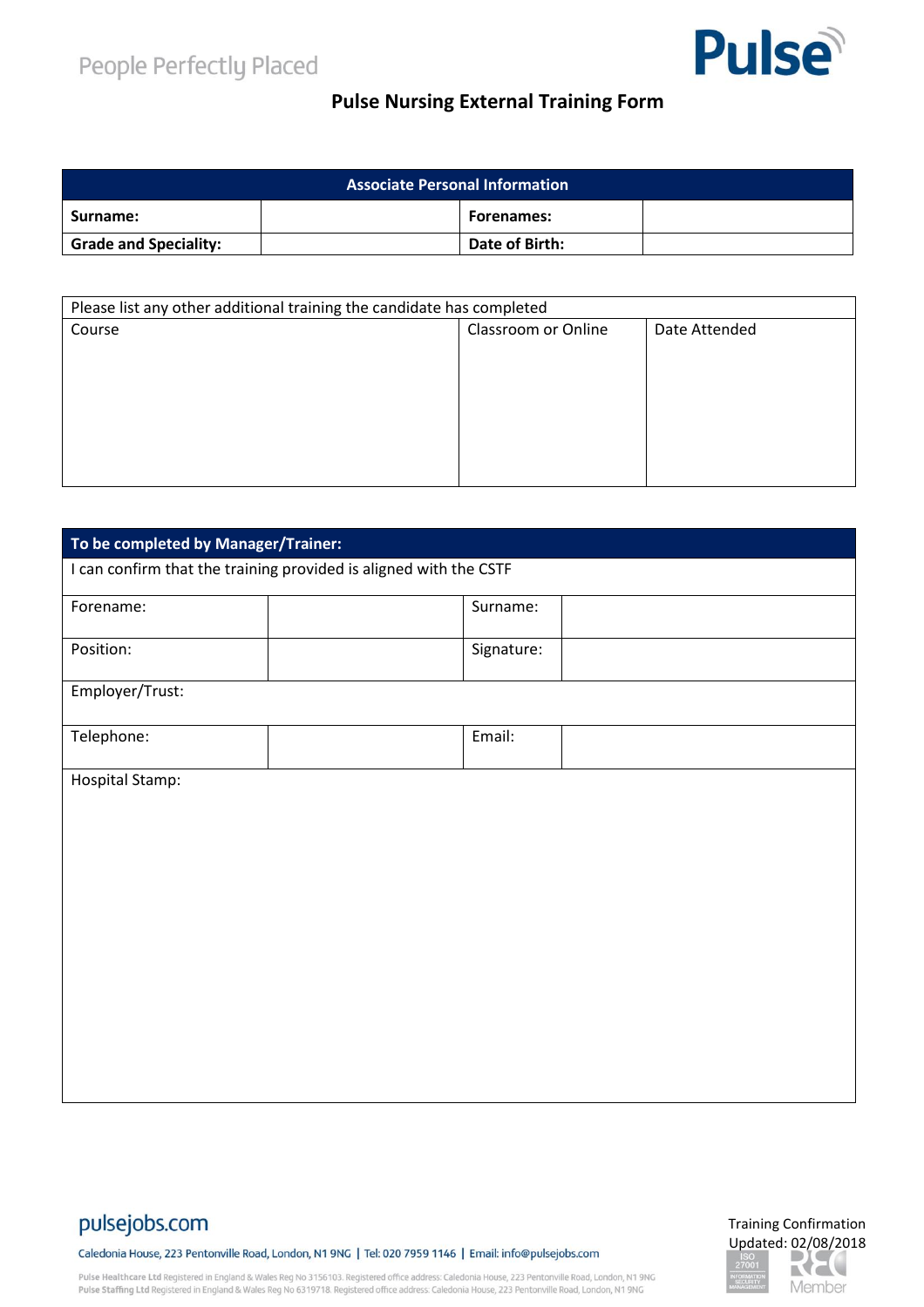People Perfectly Placed

# Pulse Nursing External Training Form

| Associate Personal Information | | | |
|---|---|---|---|
| **Surname:** | | **Forenames:** | |
| **Grade and Speciality:** | | **Date of Birth:** | |

| Please list any other additional training the candidate has completed | | |
|---|---|---|
| Course | Classroom or Online | Date Attended |
| | | |

| To be completed by Manager/Trainer: | | | |
|---|---|---|---|
| I can confirm that the training provided is aligned with the CSTF | | | |
| Forename: | | Surname: | |
| Position: | | Signature: | |
| Employer/Trust: | | | |
| Telephone: | | Email: | |
| Hospital Stamp: | | | |

pulsejobs.com

Caledonia House, 223 Pentonville Road, London, N1 9NG | Tel: 020 7959 1146 | Email: info@pulsejobs.com

Pulse Healthcare Ltd Registered in England & Wales Reg No 3156103. Registered office address: Caledonia House, 223 Pentonville Road, London, N1 9NG
Pulse Staffing Ltd Registered in England & Wales Reg No 6319718. Registered office address: Caledonia House, 223 Pentonville Road, London, N1 9NG

Training Confirmation
Updated: 02/08/2018